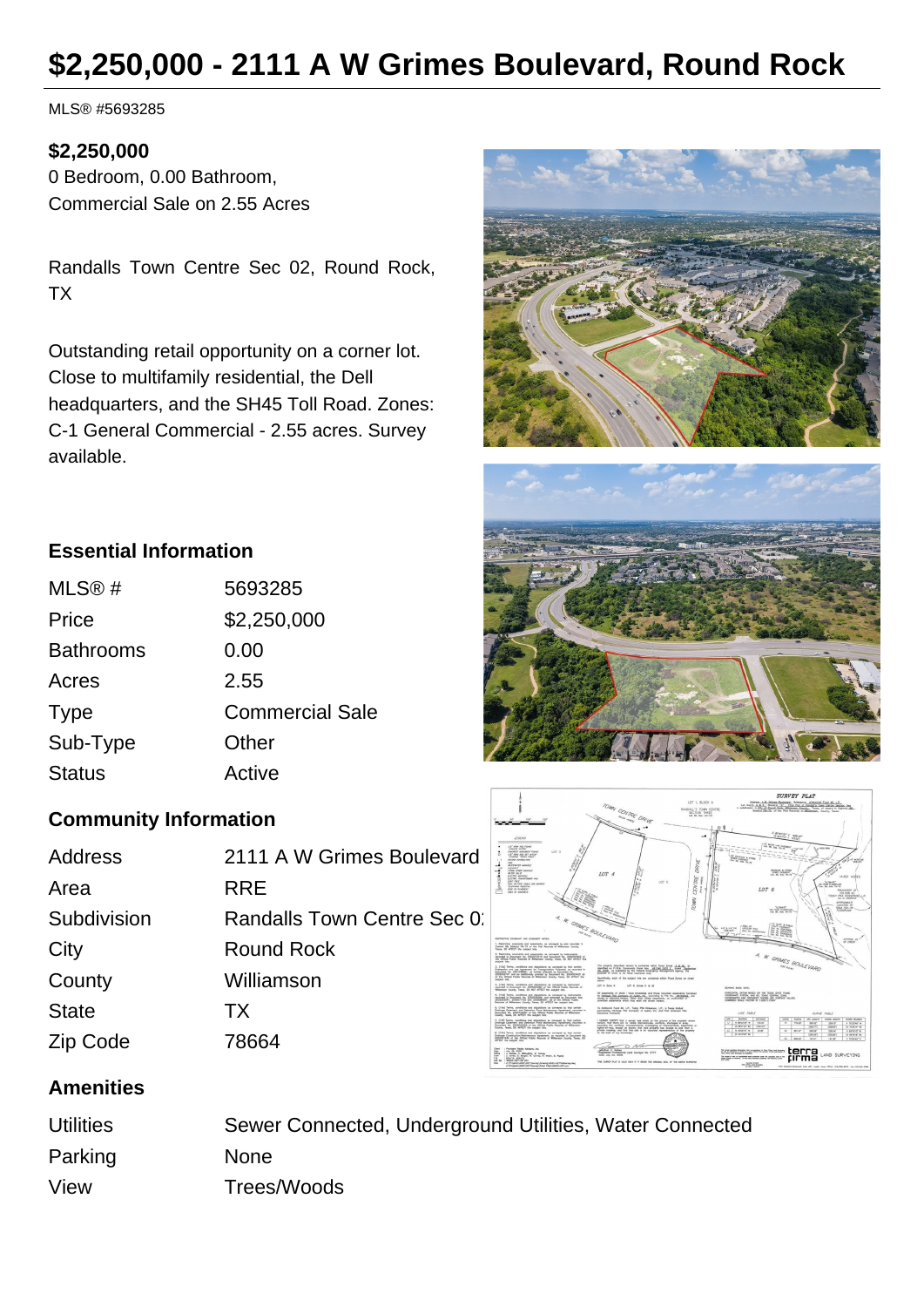# $2,250,000 - 2111 A W Grimes Boulevard, Round Rock

MLS® #5693285

**$2,250,000**
0 Bedroom, 0.00 Bathroom,
Commercial Sale on 2.55 Acres

Randalls Town Centre Sec 02, Round Rock, TX

Outstanding retail opportunity on a corner lot. Close to multifamily residential, the Dell headquarters, and the SH45 Toll Road. Zones: C-1 General Commercial - 2.55 acres. Survey available.

### Essential Information

| | |
|---|---|
| MLS® # | 5693285 |
| Price | $2,250,000 |
| Bathrooms | 0.00 |
| Acres | 2.55 |
| Type | Commercial Sale |
| Sub-Type | Other |
| Status | Active |

### Community Information

| | |
|---|---|
| Address | 2111 A W Grimes Boulevard |
| Area | RRE |
| Subdivision | Randalls Town Centre Sec 0: |
| City | Round Rock |
| County | Williamson |
| State | TX |
| Zip Code | 78664 |

### Amenities

| | |
|---|---|
| Utilities | Sewer Connected, Underground Utilities, Water Connected |
| Parking | None |
| View | Trees/Woods |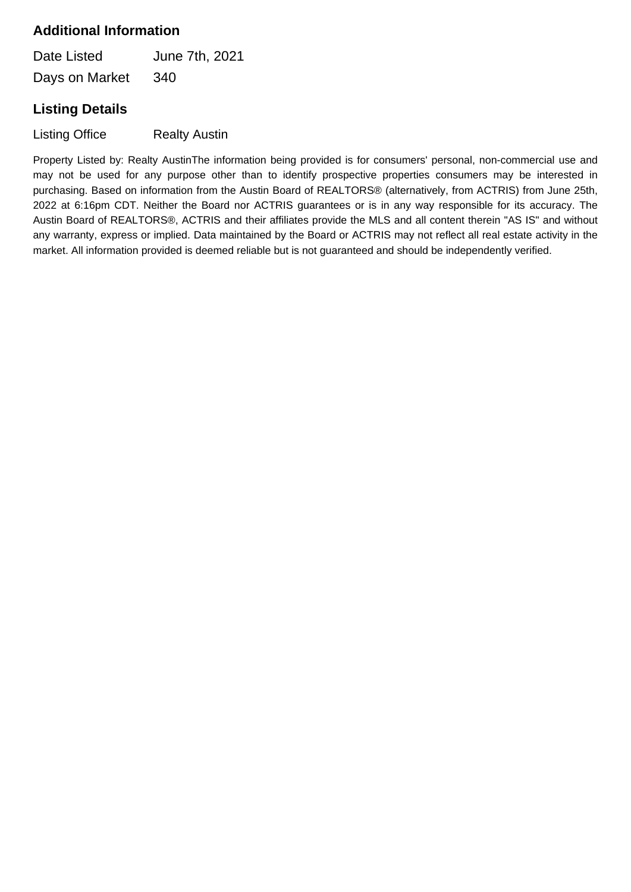## Additional Information

| | |
|---|---|
| Date Listed | June 7th, 2021 |
| Days on Market | 340 |

## Listing Details

| | |
|---|---|
| Listing Office | Realty Austin |

Property Listed by: Realty AustinThe information being provided is for consumers' personal, non-commercial use and may not be used for any purpose other than to identify prospective properties consumers may be interested in purchasing. Based on information from the Austin Board of REALTORS® (alternatively, from ACTRIS) from June 25th, 2022 at 6:16pm CDT. Neither the Board nor ACTRIS guarantees or is in any way responsible for its accuracy. The Austin Board of REALTORS®, ACTRIS and their affiliates provide the MLS and all content therein "AS IS" and without any warranty, express or implied. Data maintained by the Board or ACTRIS may not reflect all real estate activity in the market. All information provided is deemed reliable but is not guaranteed and should be independently verified.